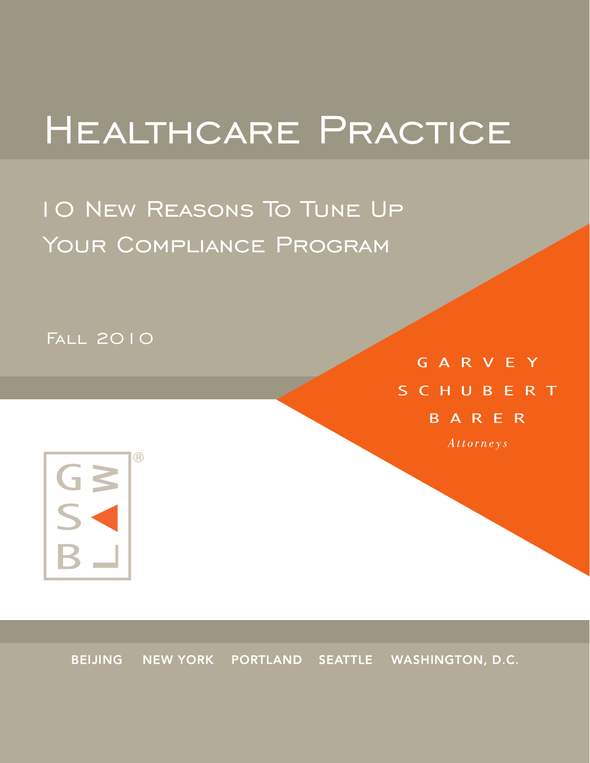# Healthcare Practice

## 10 New Reasons To Tune Up Your Compliance Program

Fall 2010

GARVEY SCHUBERT BARER

*Attorneys*

BEIJING NEW YORK PORTLAND SEATTLE WASHINGTON, D.C.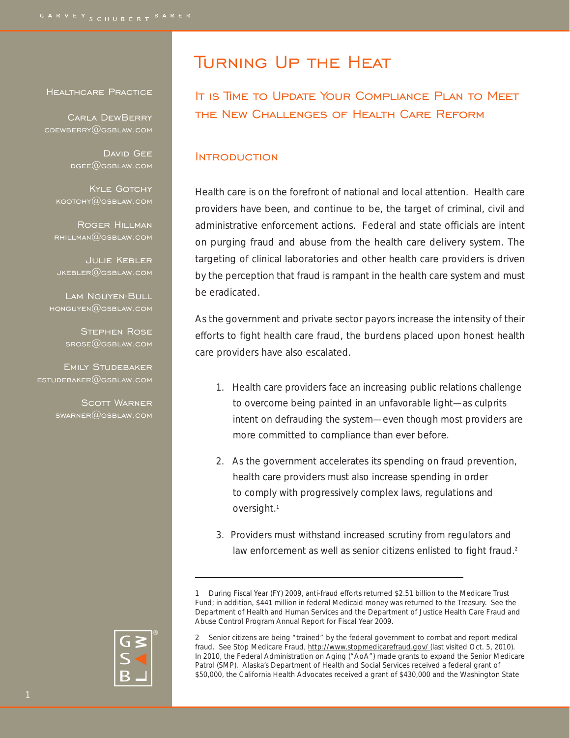Healthcare Practice

Carla DewBerry
cdewberry@gsblaw.com

David Gee
dgee@gsblaw.com

Kyle Gotchy
kgotchy@gsblaw.com

Roger Hillman
rhillman@gsblaw.com

Julie Kebler
jkebler@gsblaw.com

Lam Nguyen-Bull
hqnguyen@gsblaw.com

Stephen Rose
srose@gsblaw.com

Emily Studebaker
estudebaker@gsblaw.com

Scott Warner
swarner@gsblaw.com

# Turning Up the Heat

## It is Time to Update Your Compliance Plan to Meet the New Challenges of Health Care Reform

### Introduction

Health care is on the forefront of national and local attention. Health care providers have been, and continue to be, the target of criminal, civil and administrative enforcement actions. Federal and state officials are intent on purging fraud and abuse from the health care delivery system. The targeting of clinical laboratories and other health care providers is driven by the perception that fraud is rampant in the health care system and must be eradicated.

As the government and private sector payors increase the intensity of their efforts to fight health care fraud, the burdens placed upon honest health care providers have also escalated.

1. Health care providers face an increasing public relations challenge to overcome being painted in an unfavorable light—as culprits intent on defrauding the system—even though most providers are more committed to compliance than ever before.

2. As the government accelerates its spending on fraud prevention, health care providers must also increase spending in order to comply with progressively complex laws, regulations and oversight.[1]

3. Providers must withstand increased scrutiny from regulators and law enforcement as well as senior citizens enlisted to fight fraud.[2]

---

1 During Fiscal Year (FY) 2009, anti-fraud efforts returned $2.51 billion to the Medicare Trust Fund; in addition, $441 million in federal Medicaid money was returned to the Treasury. See the Department of Health and Human Services and the Department of Justice Health Care Fraud and Abuse Control Program Annual Report for Fiscal Year 2009.

2 Senior citizens are being "trained" by the federal government to combat and report medical fraud. See Stop Medicare Fraud, http://www.stopmedicarefraud.gov/ (last visited Oct. 5, 2010). In 2010, the Federal Administration on Aging ("AoA") made grants to expand the Senior Medicare Patrol (SMP). Alaska's Department of Health and Social Services received a federal grant of $50,000, the California Health Advocates received a grant of $430,000 and the Washington State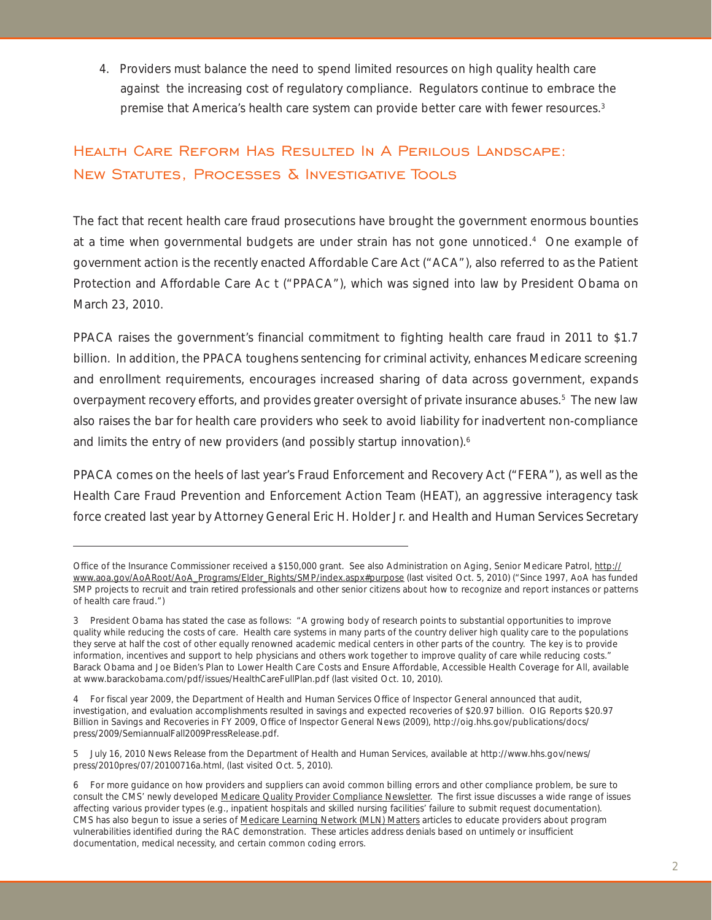4. Providers must balance the need to spend limited resources on high quality health care against the increasing cost of regulatory compliance. Regulators continue to embrace the premise that America's health care system can provide better care with fewer resources.[3]

## Health Care Reform Has Resulted In A Perilous Landscape: New Statutes, Processes & Investigative Tools

The fact that recent health care fraud prosecutions have brought the government enormous bounties at a time when governmental budgets are under strain has not gone unnoticed.[4] One example of government action is the recently enacted Affordable Care Act ("ACA"), also referred to as the Patient Protection and Affordable Care Ac t ("PPACA"), which was signed into law by President Obama on March 23, 2010.

PPACA raises the government's financial commitment to fighting health care fraud in 2011 to $1.7 billion. In addition, the PPACA toughens sentencing for criminal activity, enhances Medicare screening and enrollment requirements, encourages increased sharing of data across government, expands overpayment recovery efforts, and provides greater oversight of private insurance abuses.[5] The new law also raises the bar for health care providers who seek to avoid liability for inadvertent non-compliance and limits the entry of new providers (and possibly startup innovation).[6]

PPACA comes on the heels of last year's Fraud Enforcement and Recovery Act ("FERA"), as well as the Health Care Fraud Prevention and Enforcement Action Team (HEAT), an aggressive interagency task force created last year by Attorney General Eric H. Holder Jr. and Health and Human Services Secretary

---

Office of the Insurance Commissioner received a $150,000 grant. See also Administration on Aging, Senior Medicare Patrol, http://www.aoa.gov/AoARoot/AoA_Programs/Elder_Rights/SMP/index.aspx#purpose (last visited Oct. 5, 2010) ("Since 1997, AoA has funded SMP projects to recruit and train retired professionals and other senior citizens about how to recognize and report instances or patterns of health care fraud.")

3 President Obama has stated the case as follows: "A growing body of research points to substantial opportunities to improve quality while reducing the costs of care. Health care systems in many parts of the country deliver high quality care to the populations they serve at half the cost of other equally renowned academic medical centers in other parts of the country. The key is to provide information, incentives and support to help physicians and others work together to improve quality of care while reducing costs." Barack Obama and Joe Biden's Plan to Lower Health Care Costs and Ensure Affordable, Accessible Health Coverage for All, available at www.barackobama.com/pdf/issues/HealthCareFullPlan.pdf (last visited Oct. 10, 2010).

4 For fiscal year 2009, the Department of Health and Human Services Office of Inspector General announced that audit, investigation, and evaluation accomplishments resulted in savings and expected recoveries of $20.97 billion. OIG Reports $20.97 Billion in Savings and Recoveries in FY 2009, Office of Inspector General News (2009), http://oig.hhs.gov/publications/docs/press/2009/SemiannualFall2009PressRelease.pdf.

5 July 16, 2010 News Release from the Department of Health and Human Services, available at http://www.hhs.gov/news/press/2010pres/07/20100716a.html, (last visited Oct. 5, 2010).

6 For more guidance on how providers and suppliers can avoid common billing errors and other compliance problem, be sure to consult the CMS' newly developed Medicare Quality Provider Compliance Newsletter. The first issue discusses a wide range of issues affecting various provider types (e.g., inpatient hospitals and skilled nursing facilities' failure to submit request documentation). CMS has also begun to issue a series of Medicare Learning Network (MLN) Matters articles to educate providers about program vulnerabilities identified during the RAC demonstration. These articles address denials based on untimely or insufficient documentation, medical necessity, and certain common coding errors.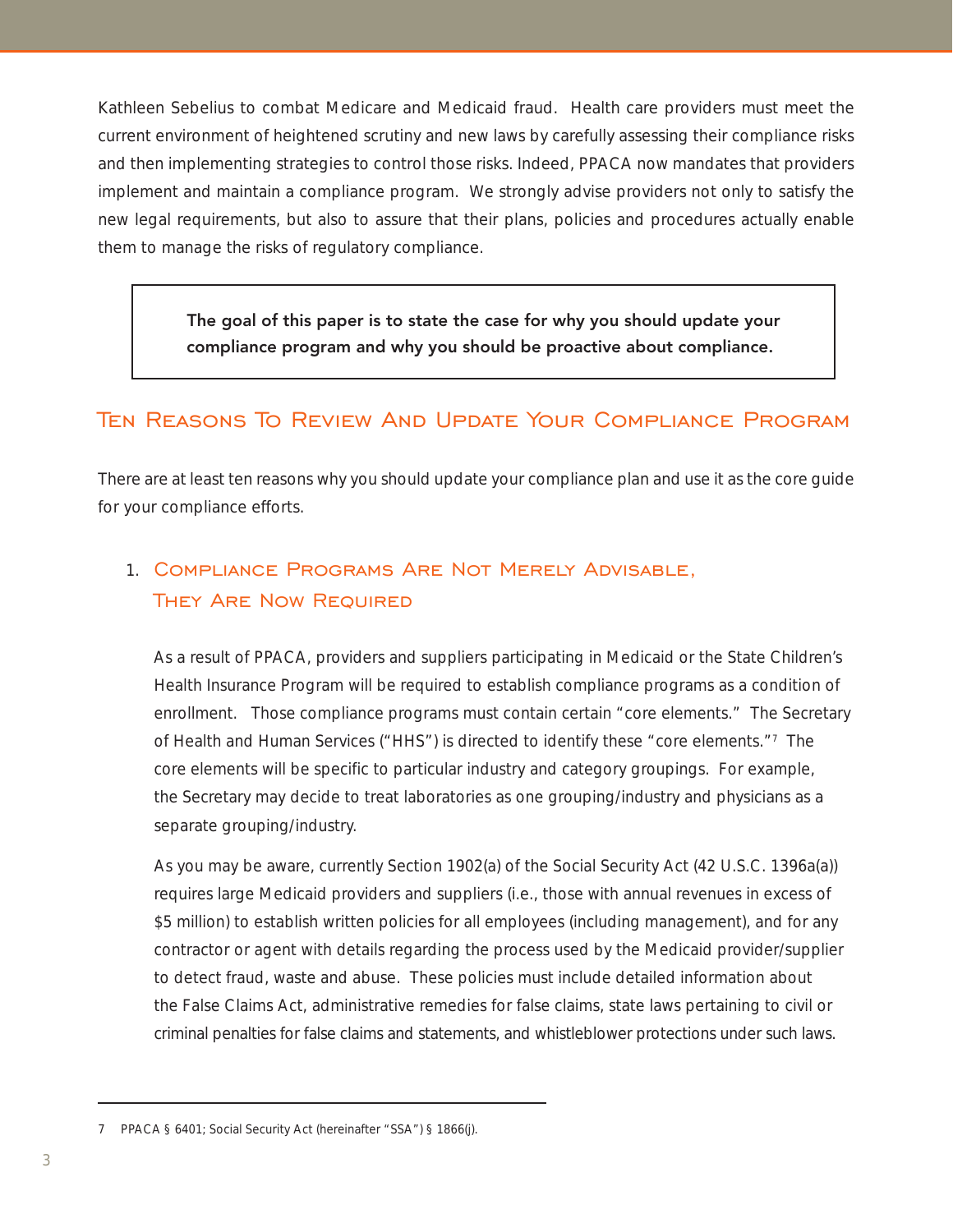Kathleen Sebelius to combat Medicare and Medicaid fraud. Health care providers must meet the current environment of heightened scrutiny and new laws by carefully assessing their compliance risks and then implementing strategies to control those risks. Indeed, PPACA now mandates that providers implement and maintain a compliance program. We strongly advise providers not only to satisfy the new legal requirements, but also to assure that their plans, policies and procedures actually enable them to manage the risks of regulatory compliance.

> **The goal of this paper is to state the case for why you should update your compliance program and why you should be proactive about compliance.**

## Ten Reasons To Review And Update Your Compliance Program

There are at least ten reasons why you should update your compliance plan and use it as the core guide for your compliance efforts.

### 1. Compliance Programs Are Not Merely Advisable, They Are Now Required

As a result of PPACA, providers and suppliers participating in Medicaid or the State Children's Health Insurance Program will be required to establish compliance programs as a condition of enrollment. Those compliance programs must contain certain "core elements." The Secretary of Health and Human Services ("HHS") is directed to identify these "core elements."[7] The core elements will be specific to particular industry and category groupings. For example, the Secretary may decide to treat laboratories as one grouping/industry and physicians as a separate grouping/industry.

As you may be aware, currently Section 1902(a) of the Social Security Act (42 U.S.C. 1396a(a)) requires large Medicaid providers and suppliers (i.e., those with annual revenues in excess of $5 million) to establish written policies for all employees (including management), and for any contractor or agent with details regarding the process used by the Medicaid provider/supplier to detect fraud, waste and abuse. These policies must include detailed information about the False Claims Act, administrative remedies for false claims, state laws pertaining to civil or criminal penalties for false claims and statements, and whistleblower protections under such laws.

---

7 PPACA § 6401; Social Security Act (hereinafter "SSA") § 1866(j).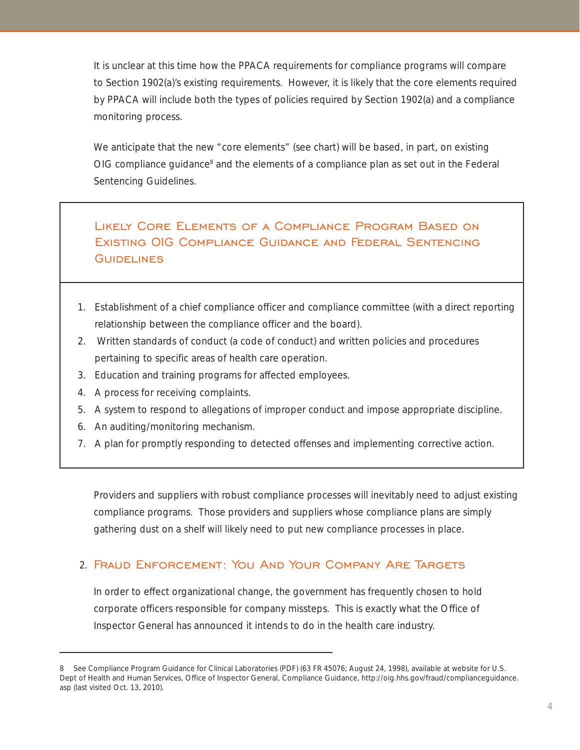It is unclear at this time how the PPACA requirements for compliance programs will compare to Section 1902(a)'s existing requirements. However, it is likely that the core elements required by PPACA will include both the types of policies required by Section 1902(a) and a compliance monitoring process.

We anticipate that the new "core elements" (see chart) will be based, in part, on existing OIG compliance guidance[8] and the elements of a compliance plan as set out in the Federal Sentencing Guidelines.

### Likely Core Elements of a Compliance Program Based on Existing OIG Compliance Guidance and Federal Sentencing Guidelines

1. Establishment of a chief compliance officer and compliance committee (with a direct reporting relationship between the compliance officer and the board).
2. Written standards of conduct (a code of conduct) and written policies and procedures pertaining to specific areas of health care operation.
3. Education and training programs for affected employees.
4. A process for receiving complaints.
5. A system to respond to allegations of improper conduct and impose appropriate discipline.
6. An auditing/monitoring mechanism.
7. A plan for promptly responding to detected offenses and implementing corrective action.

Providers and suppliers with robust compliance processes will inevitably need to adjust existing compliance programs. Those providers and suppliers whose compliance plans are simply gathering dust on a shelf will likely need to put new compliance processes in place.

## 2. Fraud Enforcement: You And Your Company Are Targets

In order to effect organizational change, the government has frequently chosen to hold corporate officers responsible for company missteps. This is exactly what the Office of Inspector General has announced it intends to do in the health care industry.

---

8 See Compliance Program Guidance for Clinical Laboratories (PDF) (63 FR 45076; August 24, 1998), available at website for U.S. Dept of Health and Human Services, Office of Inspector General, Compliance Guidance, http://oig.hhs.gov/fraud/complianceguidance.asp (last visited Oct. 13, 2010).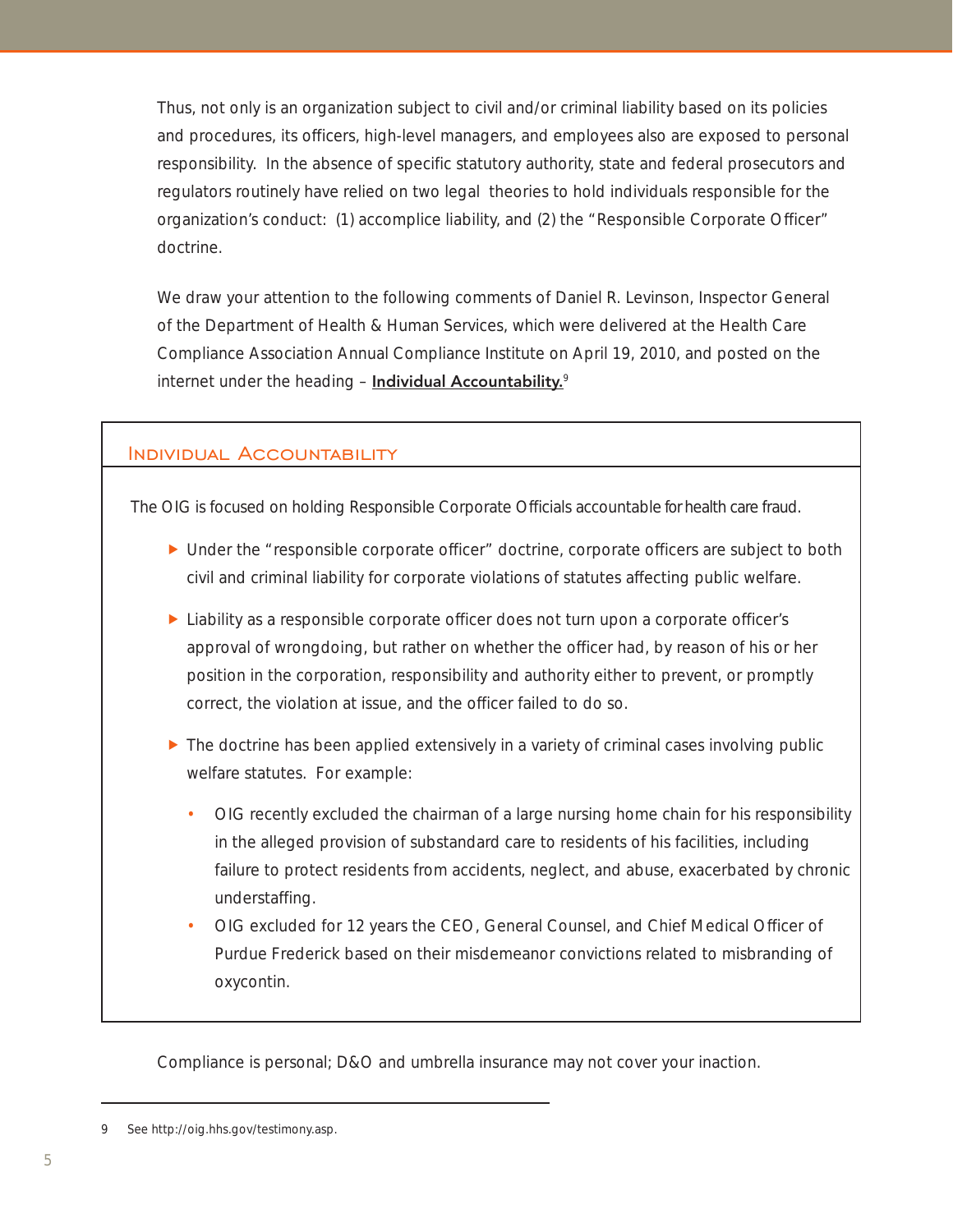Thus, not only is an organization subject to civil and/or criminal liability based on its policies and procedures, its officers, high-level managers, and employees also are exposed to personal responsibility. In the absence of specific statutory authority, state and federal prosecutors and regulators routinely have relied on two legal theories to hold individuals responsible for the organization's conduct: (1) accomplice liability, and (2) the "Responsible Corporate Officer" doctrine.

We draw your attention to the following comments of Daniel R. Levinson, Inspector General of the Department of Health & Human Services, which were delivered at the Health Care Compliance Association Annual Compliance Institute on April 19, 2010, and posted on the internet under the heading – **Individual Accountability.**[9]

## Individual Accountability

The OIG is focused on holding Responsible Corporate Officials accountable for health care fraud.

- Under the "responsible corporate officer" doctrine, corporate officers are subject to both civil and criminal liability for corporate violations of statutes affecting public welfare.
- Liability as a responsible corporate officer does not turn upon a corporate officer's approval of wrongdoing, but rather on whether the officer had, by reason of his or her position in the corporation, responsibility and authority either to prevent, or promptly correct, the violation at issue, and the officer failed to do so.
- The doctrine has been applied extensively in a variety of criminal cases involving public welfare statutes. For example:
  - OIG recently excluded the chairman of a large nursing home chain for his responsibility in the alleged provision of substandard care to residents of his facilities, including failure to protect residents from accidents, neglect, and abuse, exacerbated by chronic understaffing.
  - OIG excluded for 12 years the CEO, General Counsel, and Chief Medical Officer of Purdue Frederick based on their misdemeanor convictions related to misbranding of oxycontin.

Compliance is personal; D&O and umbrella insurance may not cover your inaction.

---

9 See http://oig.hhs.gov/testimony.asp.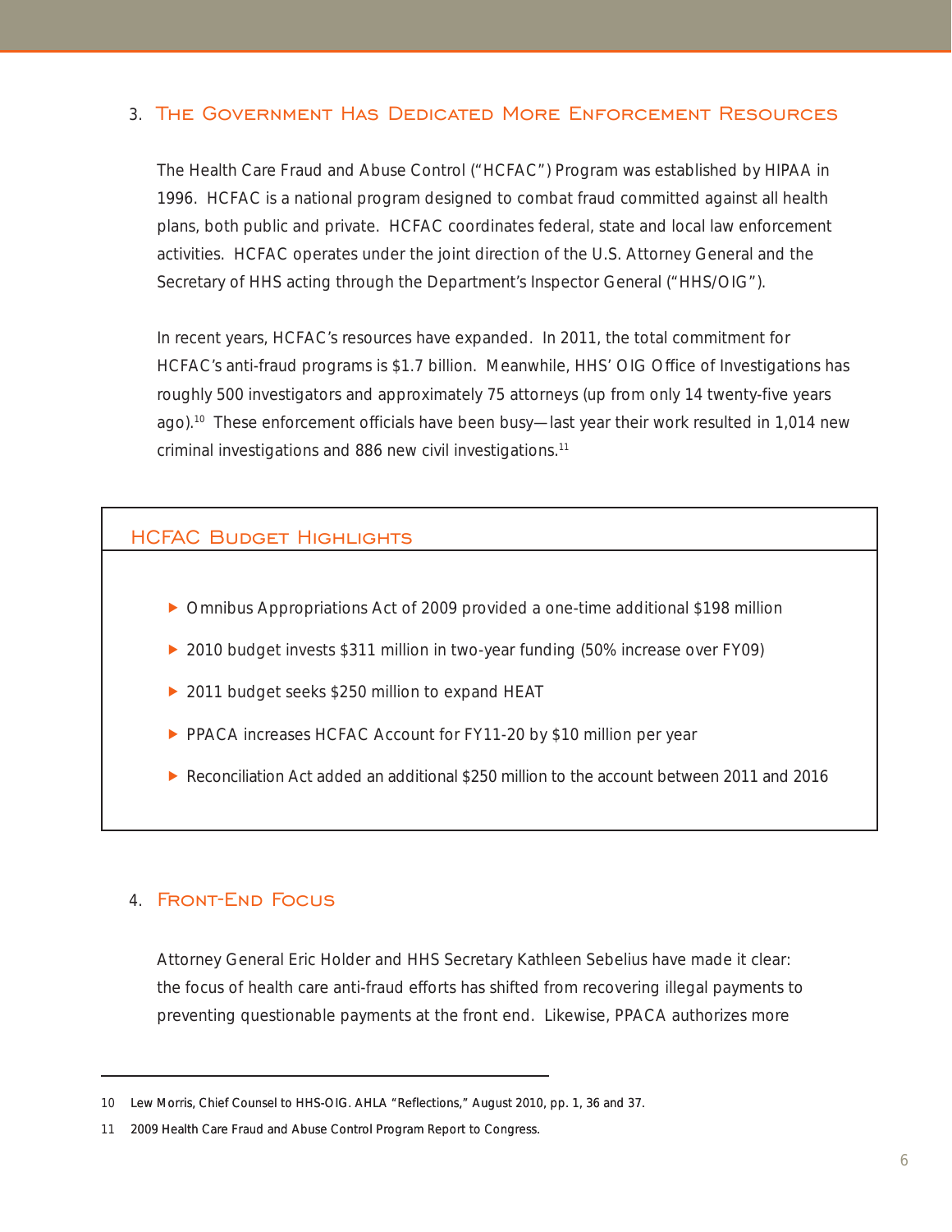### 3. The Government Has Dedicated More Enforcement Resources

The Health Care Fraud and Abuse Control ("HCFAC") Program was established by HIPAA in 1996. HCFAC is a national program designed to combat fraud committed against all health plans, both public and private. HCFAC coordinates federal, state and local law enforcement activities. HCFAC operates under the joint direction of the U.S. Attorney General and the Secretary of HHS acting through the Department's Inspector General ("HHS/OIG").

In recent years, HCFAC's resources have expanded. In 2011, the total commitment for HCFAC's anti-fraud programs is $1.7 billion. Meanwhile, HHS' OIG Office of Investigations has roughly 500 investigators and approximately 75 attorneys (up from only 14 twenty-five years ago).[10] These enforcement officials have been busy—last year their work resulted in 1,014 new criminal investigations and 886 new civil investigations.[11]

#### HCFAC Budget Highlights

- Omnibus Appropriations Act of 2009 provided a one-time additional $198 million
- 2010 budget invests $311 million in two-year funding (50% increase over FY09)
- 2011 budget seeks $250 million to expand HEAT
- PPACA increases HCFAC Account for FY11-20 by $10 million per year
- Reconciliation Act added an additional $250 million to the account between 2011 and 2016

### 4. Front-End Focus

Attorney General Eric Holder and HHS Secretary Kathleen Sebelius have made it clear: the focus of health care anti-fraud efforts has shifted from recovering illegal payments to preventing questionable payments at the front end. Likewise, PPACA authorizes more

---

10 Lew Morris, Chief Counsel to HHS-OIG. AHLA "Reflections," August 2010, pp. 1, 36 and 37.

11 2009 Health Care Fraud and Abuse Control Program Report to Congress.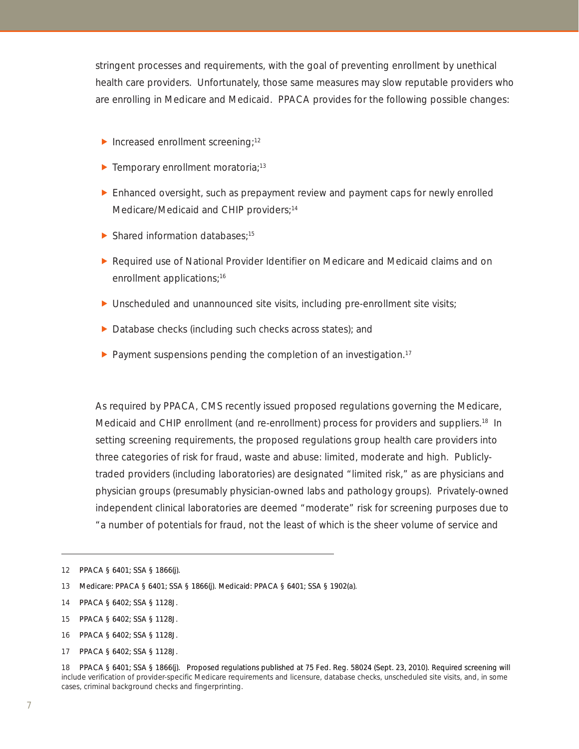stringent processes and requirements, with the goal of preventing enrollment by unethical health care providers. Unfortunately, those same measures may slow reputable providers who are enrolling in Medicare and Medicaid. PPACA provides for the following possible changes:

- Increased enrollment screening;[12]
- Temporary enrollment moratoria;[13]
- Enhanced oversight, such as prepayment review and payment caps for newly enrolled Medicare/Medicaid and CHIP providers;[14]
- Shared information databases;[15]
- Required use of National Provider Identifier on Medicare and Medicaid claims and on enrollment applications;[16]
- Unscheduled and unannounced site visits, including pre-enrollment site visits;
- Database checks (including such checks across states); and
- Payment suspensions pending the completion of an investigation.[17]

As required by PPACA, CMS recently issued proposed regulations governing the Medicare, Medicaid and CHIP enrollment (and re-enrollment) process for providers and suppliers.[18] In setting screening requirements, the proposed regulations group health care providers into three categories of risk for fraud, waste and abuse: limited, moderate and high. Publicly-traded providers (including laboratories) are designated "limited risk," as are physicians and physician groups (presumably physician-owned labs and pathology groups). Privately-owned independent clinical laboratories are deemed "moderate" risk for screening purposes due to "a number of potentials for fraud, not the least of which is the sheer volume of service and

---

12 PPACA § 6401; SSA § 1866(j).

13 Medicare: PPACA § 6401; SSA § 1866(j). Medicaid: PPACA § 6401; SSA § 1902(a).

14 PPACA § 6402; SSA § 1128J.

15 PPACA § 6402; SSA § 1128J.

16 PPACA § 6402; SSA § 1128J.

17 PPACA § 6402; SSA § 1128J.

18 PPACA § 6401; SSA § 1866(j). Proposed regulations published at 75 Fed. Reg. 58024 (Sept. 23, 2010). Required screening will include verification of provider-specific Medicare requirements and licensure, database checks, unscheduled site visits, and, in some cases, criminal background checks and fingerprinting.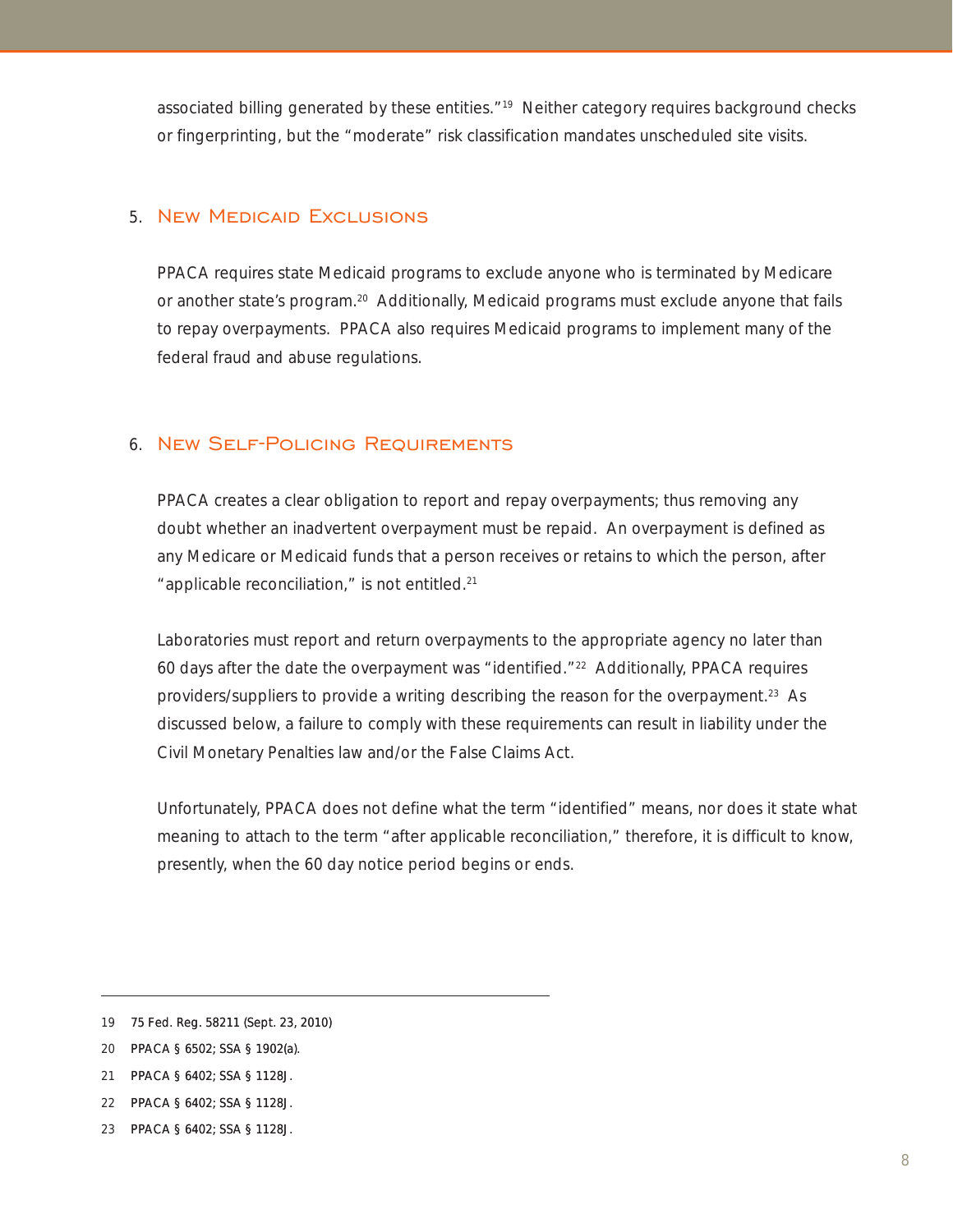associated billing generated by these entities."[19] Neither category requires background checks or fingerprinting, but the "moderate" risk classification mandates unscheduled site visits.

## 5. New Medicaid Exclusions

PPACA requires state Medicaid programs to exclude anyone who is terminated by Medicare or another state's program.[20] Additionally, Medicaid programs must exclude anyone that fails to repay overpayments. PPACA also requires Medicaid programs to implement many of the federal fraud and abuse regulations.

## 6. New Self-Policing Requirements

PPACA creates a clear obligation to report and repay overpayments; thus removing any doubt whether an inadvertent overpayment must be repaid. An overpayment is defined as any Medicare or Medicaid funds that a person receives or retains to which the person, after "applicable reconciliation," is not entitled.[21]

Laboratories must report and return overpayments to the appropriate agency no later than 60 days after the date the overpayment was "identified."[22] Additionally, PPACA requires providers/suppliers to provide a writing describing the reason for the overpayment.[23] As discussed below, a failure to comply with these requirements can result in liability under the Civil Monetary Penalties law and/or the False Claims Act.

Unfortunately, PPACA does not define what the term "identified" means, nor does it state what meaning to attach to the term "after applicable reconciliation," therefore, it is difficult to know, presently, when the 60 day notice period begins or ends.

---

19 75 Fed. Reg. 58211 (Sept. 23, 2010)

20 PPACA § 6502; SSA § 1902(a).

21 PPACA § 6402; SSA § 1128J.

22 PPACA § 6402; SSA § 1128J.

23 PPACA § 6402; SSA § 1128J.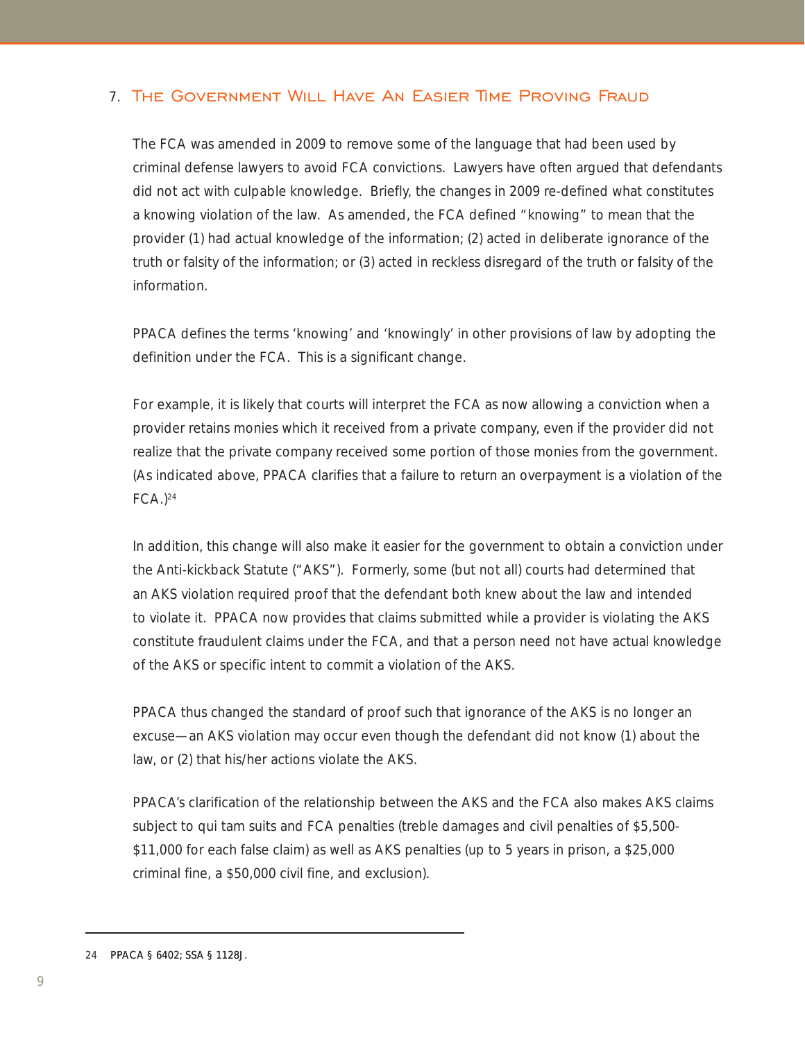## 7. The Government Will Have An Easier Time Proving Fraud

The FCA was amended in 2009 to remove some of the language that had been used by criminal defense lawyers to avoid FCA convictions. Lawyers have often argued that defendants did not act with culpable knowledge. Briefly, the changes in 2009 re-defined what constitutes a knowing violation of the law. As amended, the FCA defined "knowing" to mean that the provider (1) had actual knowledge of the information; (2) acted in deliberate ignorance of the truth or falsity of the information; or (3) acted in reckless disregard of the truth or falsity of the information.

PPACA defines the terms 'knowing' and 'knowingly' in other provisions of law by adopting the definition under the FCA. This is a significant change.

For example, it is likely that courts will interpret the FCA as now allowing a conviction when a provider retains monies which it received from a private company, even if the provider did not realize that the private company received some portion of those monies from the government. (As indicated above, PPACA clarifies that a failure to return an overpayment is a violation of the FCA.)[24]

In addition, this change will also make it easier for the government to obtain a conviction under the Anti-kickback Statute ("AKS"). Formerly, some (but not all) courts had determined that an AKS violation required proof that the defendant both knew about the law and intended to violate it. PPACA now provides that claims submitted while a provider is violating the AKS constitute fraudulent claims under the FCA, and that a person need not have actual knowledge of the AKS or specific intent to commit a violation of the AKS.

PPACA thus changed the standard of proof such that ignorance of the AKS is no longer an excuse—an AKS violation may occur even though the defendant did not know (1) about the law, or (2) that his/her actions violate the AKS.

PPACA's clarification of the relationship between the AKS and the FCA also makes AKS claims subject to qui tam suits and FCA penalties (treble damages and civil penalties of $5,500-$11,000 for each false claim) as well as AKS penalties (up to 5 years in prison, a $25,000 criminal fine, a $50,000 civil fine, and exclusion).

---

24 PPACA § 6402; SSA § 1128J.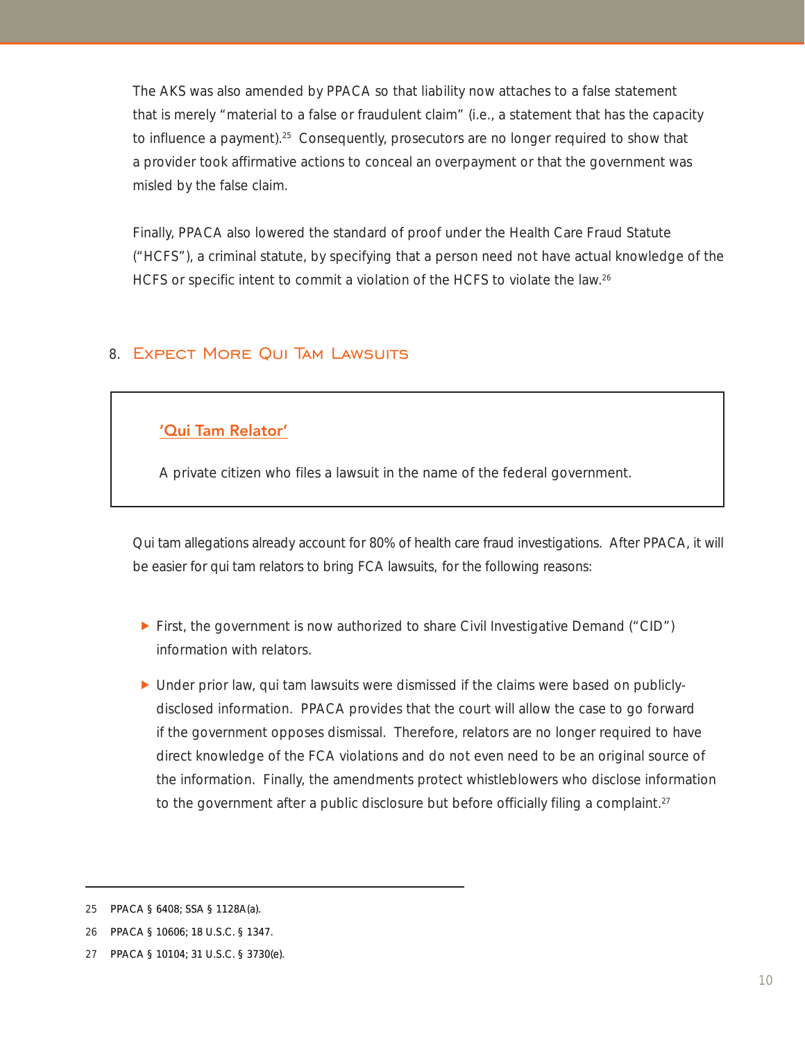The AKS was also amended by PPACA so that liability now attaches to a false statement that is merely "material to a false or fraudulent claim" (i.e., a statement that has the capacity to influence a payment).[25] Consequently, prosecutors are no longer required to show that a provider took affirmative actions to conceal an overpayment or that the government was misled by the false claim.

Finally, PPACA also lowered the standard of proof under the Health Care Fraud Statute ("HCFS"), a criminal statute, by specifying that a person need not have actual knowledge of the HCFS or specific intent to commit a violation of the HCFS to violate the law.[26]

## 8. Expect More Qui Tam Lawsuits

> **'Qui Tam Relator'**
>
> A private citizen who files a lawsuit in the name of the federal government.

Qui tam allegations already account for 80% of health care fraud investigations. After PPACA, it will be easier for qui tam relators to bring FCA lawsuits, for the following reasons:

- First, the government is now authorized to share Civil Investigative Demand ("CID") information with relators.
- Under prior law, qui tam lawsuits were dismissed if the claims were based on publicly-disclosed information. PPACA provides that the court will allow the case to go forward if the government opposes dismissal. Therefore, relators are no longer required to have direct knowledge of the FCA violations and do not even need to be an original source of the information. Finally, the amendments protect whistleblowers who disclose information to the government after a public disclosure but before officially filing a complaint.[27]

---

25 PPACA § 6408; SSA § 1128A(a).

26 PPACA § 10606; 18 U.S.C. § 1347.

27 PPACA § 10104; 31 U.S.C. § 3730(e).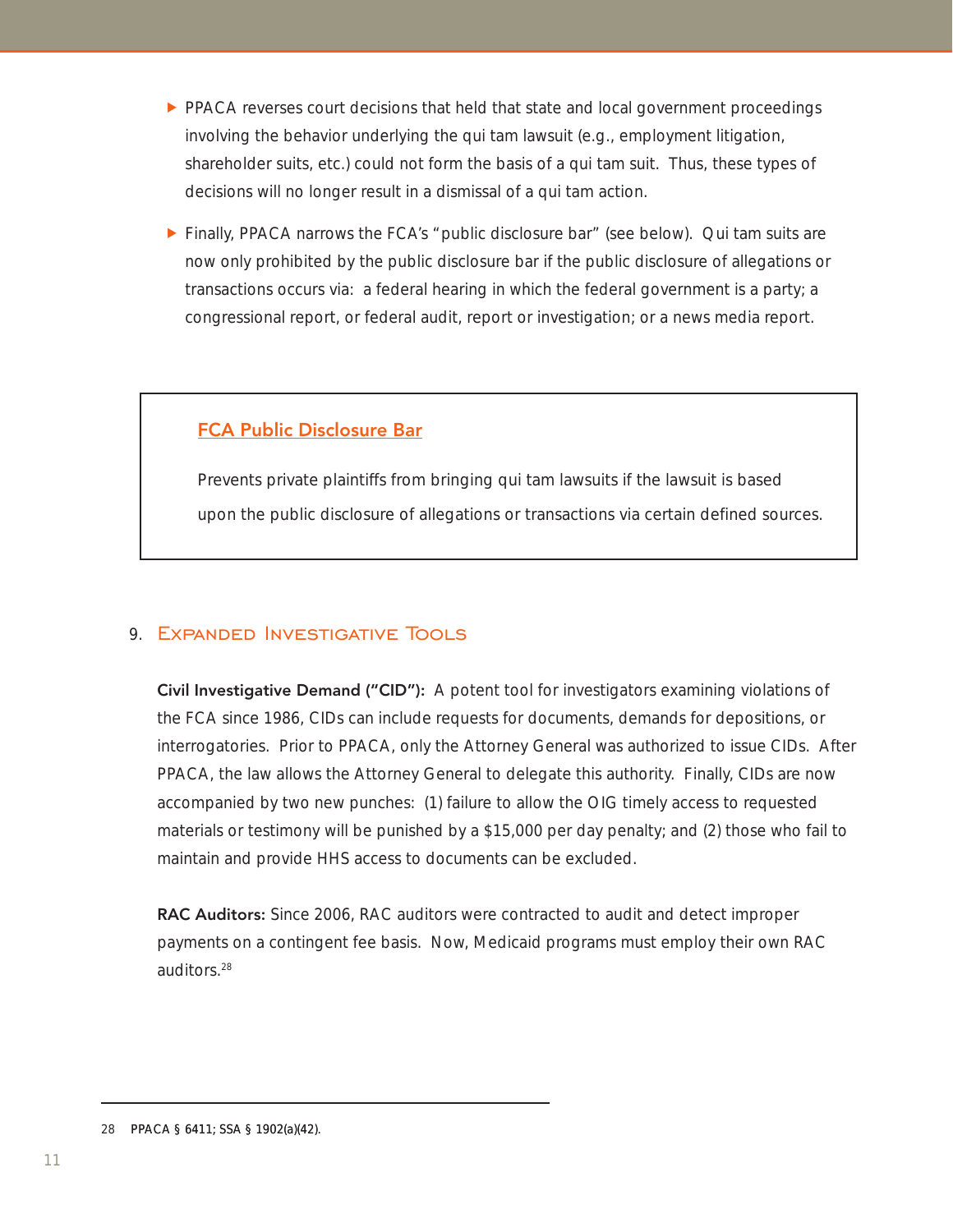- PPACA reverses court decisions that held that state and local government proceedings involving the behavior underlying the qui tam lawsuit (e.g., employment litigation, shareholder suits, etc.) could not form the basis of a qui tam suit. Thus, these types of decisions will no longer result in a dismissal of a qui tam action.
- Finally, PPACA narrows the FCA's "public disclosure bar" (see below). Qui tam suits are now only prohibited by the public disclosure bar if the public disclosure of allegations or transactions occurs via: a federal hearing in which the federal government is a party; a congressional report, or federal audit, report or investigation; or a news media report.

> **FCA Public Disclosure Bar**
>
> Prevents private plaintiffs from bringing qui tam lawsuits if the lawsuit is based upon the public disclosure of allegations or transactions via certain defined sources.

## 9. Expanded Investigative Tools

**Civil Investigative Demand ("CID"):** A potent tool for investigators examining violations of the FCA since 1986, CIDs can include requests for documents, demands for depositions, or interrogatories. Prior to PPACA, only the Attorney General was authorized to issue CIDs. After PPACA, the law allows the Attorney General to delegate this authority. Finally, CIDs are now accompanied by two new punches: (1) failure to allow the OIG timely access to requested materials or testimony will be punished by a $15,000 per day penalty; and (2) those who fail to maintain and provide HHS access to documents can be excluded.

**RAC Auditors:** Since 2006, RAC auditors were contracted to audit and detect improper payments on a contingent fee basis. Now, Medicaid programs must employ their own RAC auditors.[28]

---

28 PPACA § 6411; SSA § 1902(a)(42).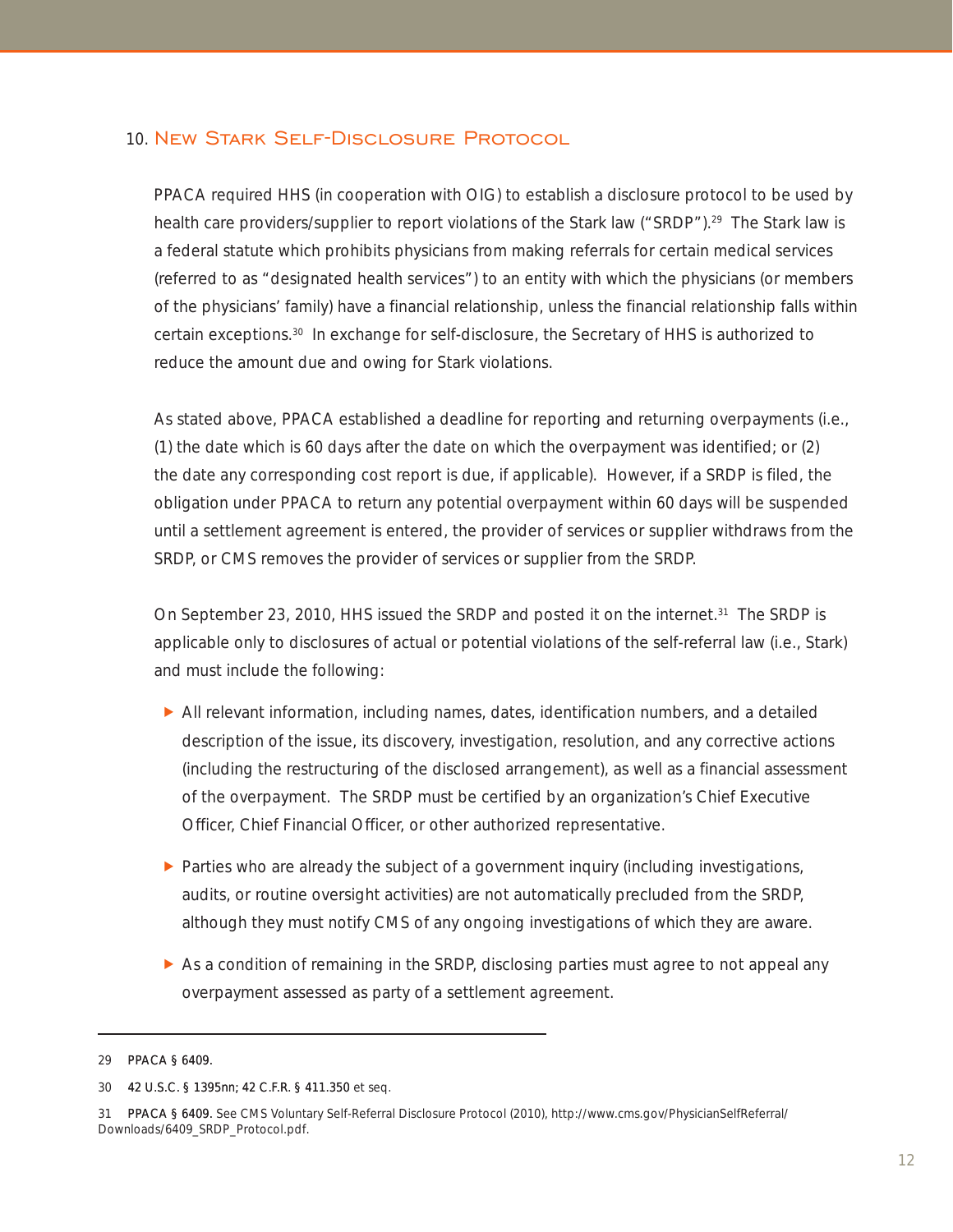## 10. New Stark Self-Disclosure Protocol

PPACA required HHS (in cooperation with OIG) to establish a disclosure protocol to be used by health care providers/supplier to report violations of the Stark law ("SRDP").[29] The Stark law is a federal statute which prohibits physicians from making referrals for certain medical services (referred to as "designated health services") to an entity with which the physicians (or members of the physicians' family) have a financial relationship, unless the financial relationship falls within certain exceptions.[30] In exchange for self-disclosure, the Secretary of HHS is authorized to reduce the amount due and owing for Stark violations.

As stated above, PPACA established a deadline for reporting and returning overpayments (i.e., (1) the date which is 60 days after the date on which the overpayment was identified; or (2) the date any corresponding cost report is due, if applicable). However, if a SRDP is filed, the obligation under PPACA to return any potential overpayment within 60 days will be suspended until a settlement agreement is entered, the provider of services or supplier withdraws from the SRDP, or CMS removes the provider of services or supplier from the SRDP.

On September 23, 2010, HHS issued the SRDP and posted it on the internet.[31] The SRDP is applicable only to disclosures of actual or potential violations of the self-referral law (i.e., Stark) and must include the following:

- All relevant information, including names, dates, identification numbers, and a detailed description of the issue, its discovery, investigation, resolution, and any corrective actions (including the restructuring of the disclosed arrangement), as well as a financial assessment of the overpayment. The SRDP must be certified by an organization's Chief Executive Officer, Chief Financial Officer, or other authorized representative.
- Parties who are already the subject of a government inquiry (including investigations, audits, or routine oversight activities) are not automatically precluded from the SRDP, although they must notify CMS of any ongoing investigations of which they are aware.
- As a condition of remaining in the SRDP, disclosing parties must agree to not appeal any overpayment assessed as party of a settlement agreement.

---

29 PPACA § 6409.

30 42 U.S.C. § 1395nn; 42 C.F.R. § 411.350 et seq.

31 PPACA § 6409. See CMS Voluntary Self-Referral Disclosure Protocol (2010), http://www.cms.gov/PhysicianSelfReferral/Downloads/6409_SRDP_Protocol.pdf.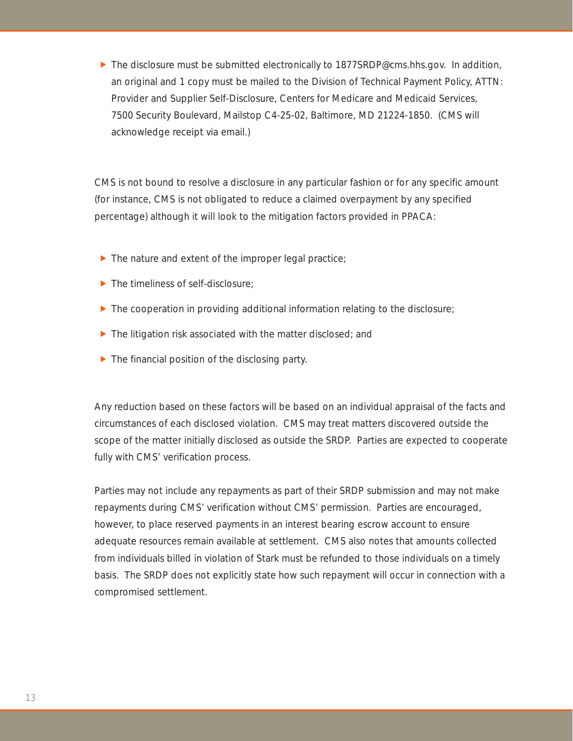- The disclosure must be submitted electronically to 1877SRDP@cms.hhs.gov. In addition, an original and 1 copy must be mailed to the Division of Technical Payment Policy, ATTN: Provider and Supplier Self-Disclosure, Centers for Medicare and Medicaid Services, 7500 Security Boulevard, Mailstop C4-25-02, Baltimore, MD 21224-1850. (CMS will acknowledge receipt via email.)

CMS is not bound to resolve a disclosure in any particular fashion or for any specific amount (for instance, CMS is not obligated to reduce a claimed overpayment by any specified percentage) although it will look to the mitigation factors provided in PPACA:

- The nature and extent of the improper legal practice;
- The timeliness of self-disclosure;
- The cooperation in providing additional information relating to the disclosure;
- The litigation risk associated with the matter disclosed; and
- The financial position of the disclosing party.

Any reduction based on these factors will be based on an individual appraisal of the facts and circumstances of each disclosed violation. CMS may treat matters discovered outside the scope of the matter initially disclosed as outside the SRDP. Parties are expected to cooperate fully with CMS' verification process.

Parties may not include any repayments as part of their SRDP submission and may not make repayments during CMS' verification without CMS' permission. Parties are encouraged, however, to place reserved payments in an interest bearing escrow account to ensure adequate resources remain available at settlement. CMS also notes that amounts collected from individuals billed in violation of Stark must be refunded to those individuals on a timely basis. The SRDP does not explicitly state how such repayment will occur in connection with a compromised settlement.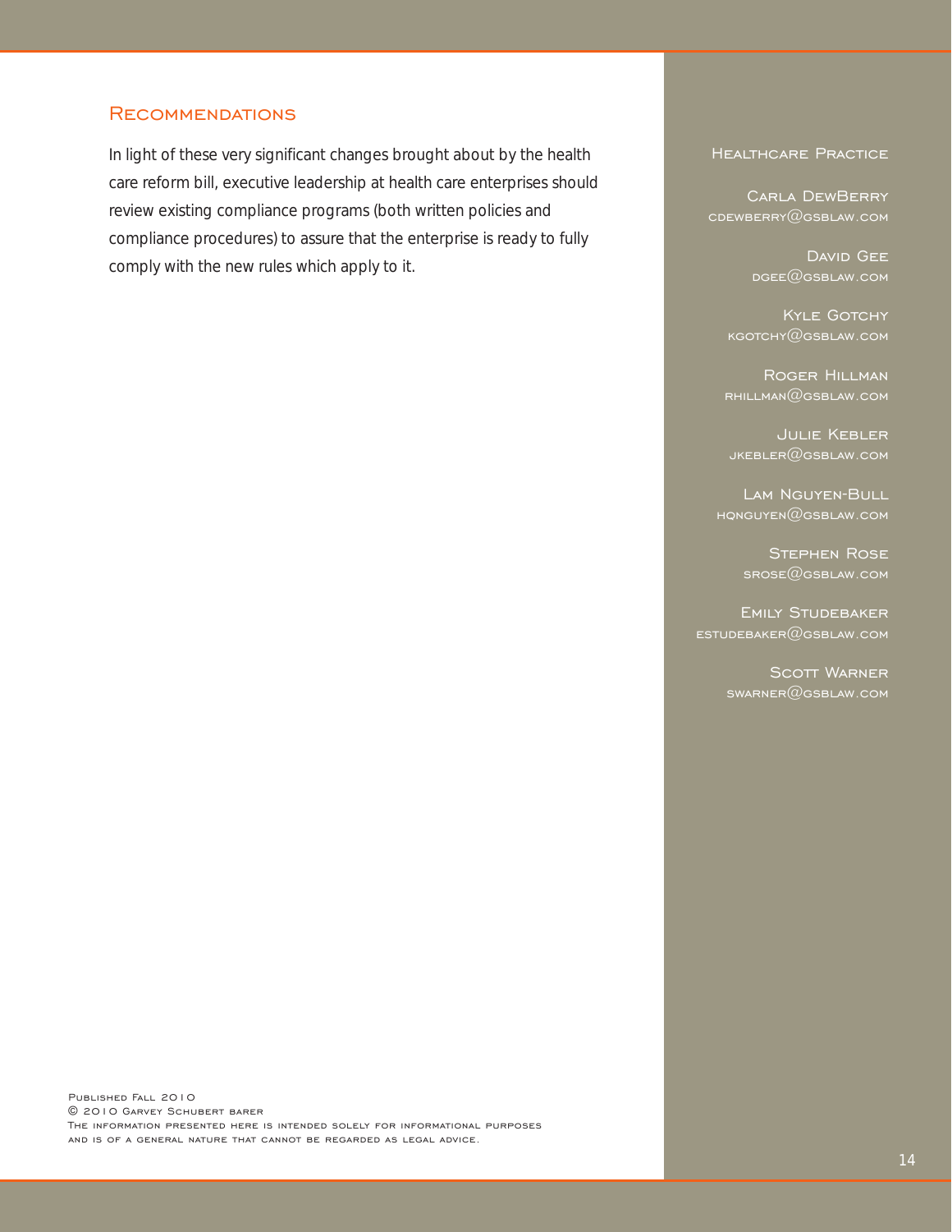## Recommendations

In light of these very significant changes brought about by the health care reform bill, executive leadership at health care enterprises should review existing compliance programs (both written policies and compliance procedures) to assure that the enterprise is ready to fully comply with the new rules which apply to it.

### Healthcare Practice

Carla DewBerry
cdewberry@gsblaw.com

David Gee
dgee@gsblaw.com

Kyle Gotchy
kgotchy@gsblaw.com

Roger Hillman
rhillman@gsblaw.com

Julie Kebler
jkebler@gsblaw.com

Lam Nguyen-Bull
hqnguyen@gsblaw.com

Stephen Rose
srose@gsblaw.com

Emily Studebaker
estudebaker@gsblaw.com

Scott Warner
swarner@gsblaw.com

Published Fall 2010
© 2010 Garvey Schubert Barer
The information presented here is intended solely for informational purposes and is of a general nature that cannot be regarded as legal advice.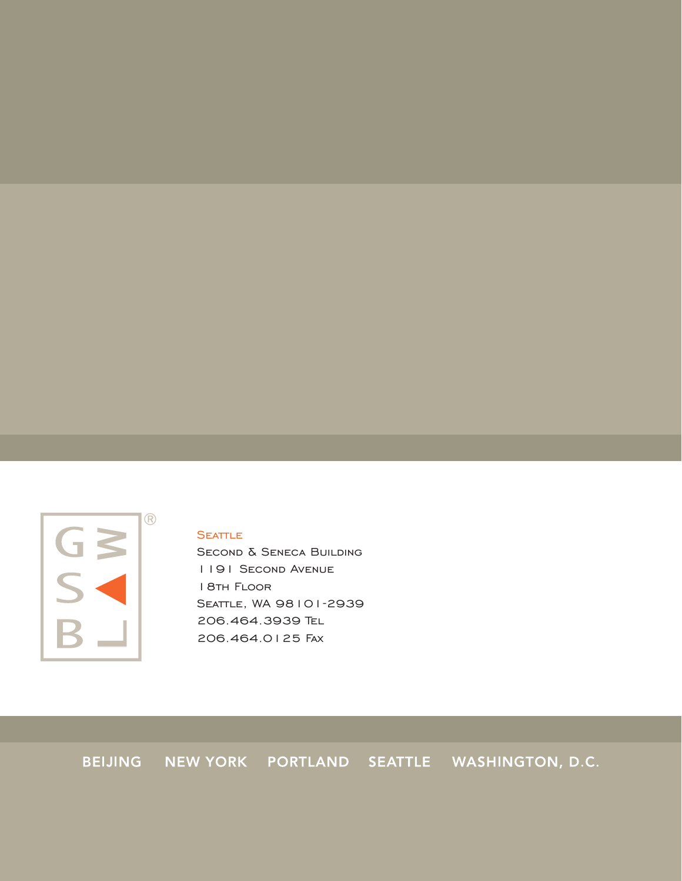GSBL®

Seattle

Second & Seneca Building
1191 Second Avenue
18th Floor
Seattle, WA 98101-2939
206.464.3939 Tel
206.464.0125 Fax

BEIJING NEW YORK PORTLAND SEATTLE WASHINGTON, D.C.